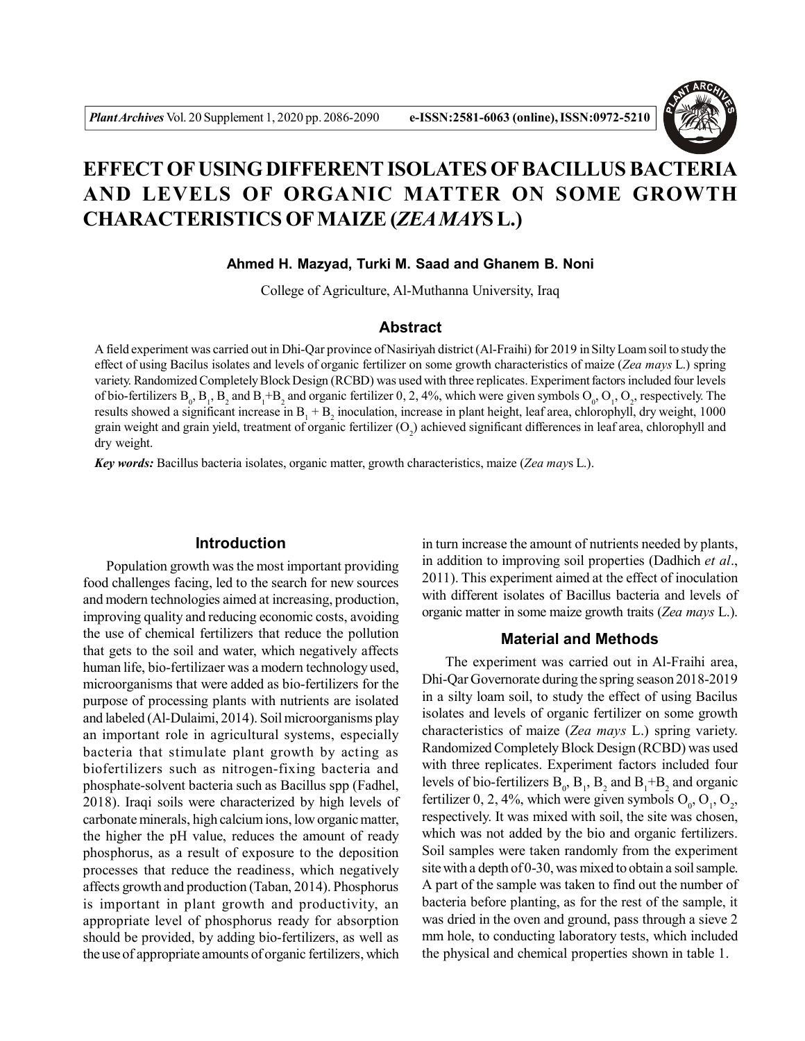# EFFECT OF USING DIFFERENT ISOLATES OF BACILLUS BACTERIA AND LEVELS OF ORGANIC MATTER ON SOME GROWTH CHARACTERISTICS OF MAIZE (*ZEA MAYS* L.)

**Ahmed H. Mazyad, Turki M. Saad and Ghanem B. Noni**

College of Agriculture, Al-Muthanna University, Iraq

## Abstract

A field experiment was carried out in Dhi-Qar province of Nasiriyah district (Al-Fraihi) for 2019 in Silty Loam soil to study the effect of using Bacilus isolates and levels of organic fertilizer on some growth characteristics of maize (*Zea mays* L.) spring variety. Randomized Completely Block Design (RCBD) was used with three replicates. Experiment factors included four levels of bio-fertilizers $B_0$, $B_1$, $B_2$ and $B_1$+$B_2$ and organic fertilizer 0, 2, 4%, which were given symbols $O_0$, $O_1$, $O_2$, respectively. The results showed a significant increase in $B_1$ + $B_2$ inoculation, increase in plant height, leaf area, chlorophyll, dry weight, 1000 grain weight and grain yield, treatment of organic fertilizer ($O_2$) achieved significant differences in leaf area, chlorophyll and dry weight.

***Key words:*** Bacillus bacteria isolates, organic matter, growth characteristics, maize (*Zea mays* L.).

## Introduction

Population growth was the most important providing food challenges facing, led to the search for new sources and modern technologies aimed at increasing, production, improving quality and reducing economic costs, avoiding the use of chemical fertilizers that reduce the pollution that gets to the soil and water, which negatively affects human life, bio-fertilizaer was a modern technology used, microorganisms that were added as bio-fertilizers for the purpose of processing plants with nutrients are isolated and labeled (Al-Dulaimi, 2014). Soil microorganisms play an important role in agricultural systems, especially bacteria that stimulate plant growth by acting as biofertilizers such as nitrogen-fixing bacteria and phosphate-solvent bacteria such as Bacillus spp (Fadhel, 2018). Iraqi soils were characterized by high levels of carbonate minerals, high calcium ions, low organic matter, the higher the pH value, reduces the amount of ready phosphorus, as a result of exposure to the deposition processes that reduce the readiness, which negatively affects growth and production (Taban, 2014). Phosphorus is important in plant growth and productivity, an appropriate level of phosphorus ready for absorption should be provided, by adding bio-fertilizers, as well as the use of appropriate amounts of organic fertilizers, which in turn increase the amount of nutrients needed by plants, in addition to improving soil properties (Dadhich *et al*., 2011). This experiment aimed at the effect of inoculation with different isolates of Bacillus bacteria and levels of organic matter in some maize growth traits (*Zea mays* L.).

## Material and Methods

The experiment was carried out in Al-Fraihi area, Dhi-Qar Governorate during the spring season 2018-2019 in a silty loam soil, to study the effect of using Bacilus isolates and levels of organic fertilizer on some growth characteristics of maize (*Zea mays* L.) spring variety. Randomized Completely Block Design (RCBD) was used with three replicates. Experiment factors included four levels of bio-fertilizers $B_0$, $B_1$, $B_2$ and $B_1$+$B_2$ and organic fertilizer 0, 2, 4%, which were given symbols $O_0$, $O_1$, $O_2$, respectively. It was mixed with soil, the site was chosen, which was not added by the bio and organic fertilizers. Soil samples were taken randomly from the experiment site with a depth of 0-30, was mixed to obtain a soil sample. A part of the sample was taken to find out the number of bacteria before planting, as for the rest of the sample, it was dried in the oven and ground, pass through a sieve 2 mm hole, to conducting laboratory tests, which included the physical and chemical properties shown in table 1.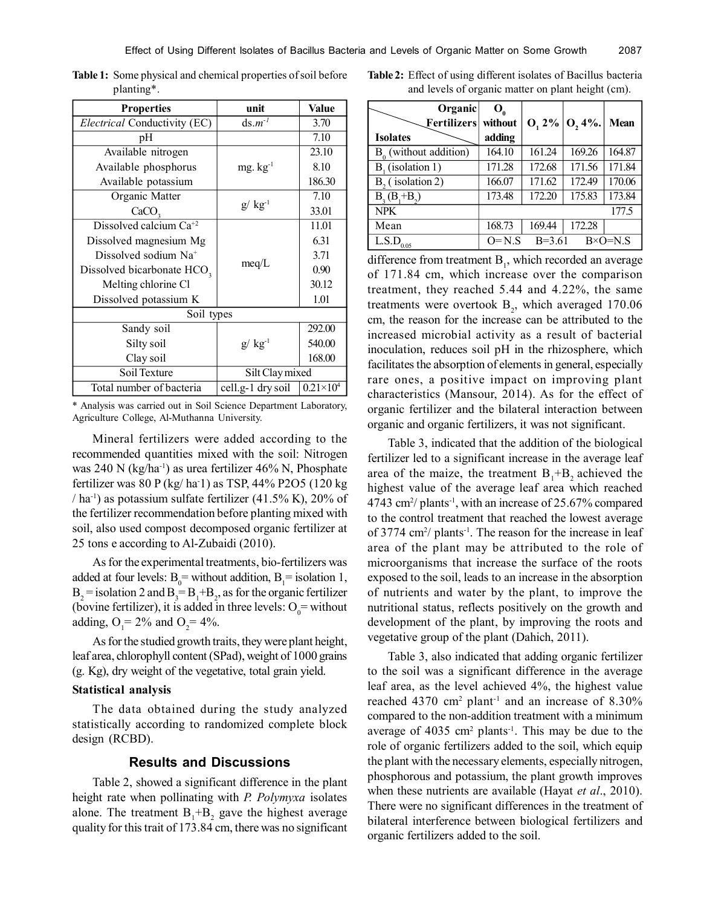**Table 1:** Some physical and chemical properties of soil before planting*.

| Properties | unit | Value |
|---|---|---|
| *Electrical* Conductivity (EC) | ds.$m^{-1}$ | 3.70 |
| pH | | 7.10 |
| Available nitrogen | mg. $kg^{-1}$ | 23.10 |
| Available phosphorus | | 8.10 |
| Available potassium | | 186.30 |
| Organic Matter | g/ $kg^{-1}$ | 7.10 |
| $CaCO_3$ | | 33.01 |
| Dissolved calcium $Ca^{+2}$ | meq/L | 11.01 |
| Dissolved magnesium Mg | | 6.31 |
| Dissolved sodium $Na^{+}$ | | 3.71 |
| Dissolved bicarbonate $HCO_3$ | | 0.90 |
| Melting chlorine Cl | | 30.12 |
| Dissolved potassium K | | 1.01 |
| Soil types | | |
| Sandy soil | g/ $kg^{-1}$ | 292.00 |
| Silty soil | | 540.00 |
| Clay soil | | 168.00 |
| Soil Texture | Silt Clay mixed | |
| Total number of bacteria | cell.g-1 dry soil | $0.21\times10^{4}$ |

\* Analysis was carried out in Soil Science Department Laboratory, Agriculture College, Al-Muthanna University.

Mineral fertilizers were added according to the recommended quantities mixed with the soil: Nitrogen was 240 N (kg/$ha^{-1}$) as urea fertilizer 46% N, Phosphate fertilizer was 80 P (kg/ $ha^{-1}$) as TSP, 44% P2O5 (120 kg / $ha^{-1}$) as potassium sulfate fertilizer (41.5% K), 20% of the fertilizer recommendation before planting mixed with soil, also used compost decomposed organic fertilizer at 25 tons e according to Al-Zubaidi (2010).

As for the experimental treatments, bio-fertilizers was added at four levels: $B_0$= without addition, $B_1$= isolation 1, $B_2$ = isolation 2 and $B_3$= $B_1$+$B_2$, as for the organic fertilizer (bovine fertilizer), it is added in three levels: $O_0$= without adding, $O_1$= 2% and $O_2$= 4%.

As for the studied growth traits, they were plant height, leaf area, chlorophyll content (SPad), weight of 1000 grains (g. Kg), dry weight of the vegetative, total grain yield.

### Statistical analysis

The data obtained during the study analyzed statistically according to randomized complete block design (RCBD).

## Results and Discussions

Table 2, showed a significant difference in the plant height rate when pollinating with *P. Polymyxa* isolates alone. The treatment $B_1$+$B_2$ gave the highest average quality for this trait of 173.84 cm, there was no significant difference from treatment $B_1$, which recorded an average of 171.84 cm, which increase over the comparison treatment, they reached 5.44 and 4.22%, the same treatments were overtook $B_2$, which averaged 170.06 cm, the reason for the increase can be attributed to the increased microbial activity as a result of bacterial inoculation, reduces soil pH in the rhizosphere, which facilitates the absorption of elements in general, especially rare ones, a positive impact on improving plant characteristics (Mansour, 2014). As for the effect of organic fertilizer and the bilateral interaction between organic and organic fertilizers, it was not significant.

**Table 2:** Effect of using different isolates of Bacillus bacteria and levels of organic matter on plant height (cm).

| Isolates \ Organic Fertilizers | $O_0$ without adding | $O_1$ 2% | $O_2$ 4%. | Mean |
|---|---|---|---|---|
| $B_0$ (without addition) | 164.10 | 161.24 | 169.26 | 164.87 |
| $B_1$ (isolation 1) | 171.28 | 172.68 | 171.56 | 171.84 |
| $B_2$ ( isolation 2) | 166.07 | 171.62 | 172.49 | 170.06 |
| $B_3$ ($B_1$+$B_2$) | 173.48 | 172.20 | 175.83 | 173.84 |
| NPK | | | | 177.5 |
| Mean | 168.73 | 169.44 | 172.28 | |
| L.S.$D_{0.05}$ | O= N.S | B=3.61 | B×O=N.S | |

Table 3, indicated that the addition of the biological fertilizer led to a significant increase in the average leaf area of the maize, the treatment $B_1$+$B_2$ achieved the highest value of the average leaf area which reached 4743 $cm^2$/ $plants^{-1}$, with an increase of 25.67% compared to the control treatment that reached the lowest average of 3774 $cm^2$/ $plants^{-1}$. The reason for the increase in leaf area of the plant may be attributed to the role of microorganisms that increase the surface of the roots exposed to the soil, leads to an increase in the absorption of nutrients and water by the plant, to improve the nutritional status, reflects positively on the growth and development of the plant, by improving the roots and vegetative group of the plant (Dahich, 2011).

Table 3, also indicated that adding organic fertilizer to the soil was a significant difference in the average leaf area, as the level achieved 4%, the highest value reached 4370 $cm^2$ $plant^{-1}$ and an increase of 8.30% compared to the non-addition treatment with a minimum average of 4035 $cm^2$ $plants^{-1}$. This may be due to the role of organic fertilizers added to the soil, which equip the plant with the necessary elements, especially nitrogen, phosphorous and potassium, the plant growth improves when these nutrients are available (Hayat *et al*., 2010). There were no significant differences in the treatment of bilateral interference between biological fertilizers and organic fertilizers added to the soil.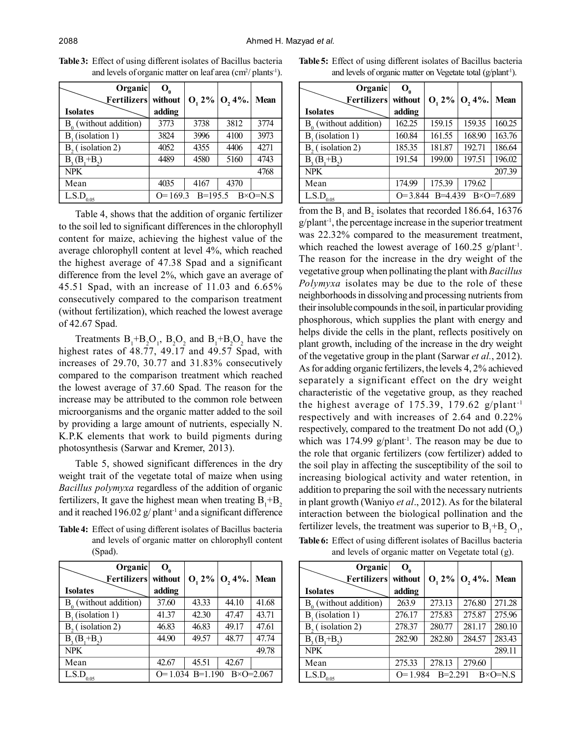**Table 3:** Effect of using different isolates of Bacillus bacteria and levels of organic matter on leaf area ($cm^2$/ $plants^{-1}$).

| Isolates \ Organic Fertilizers | $O_0$ without adding | $O_1$ 2% | $O_2$ 4%. | Mean |
|---|---|---|---|---|
| $B_0$ (without addition) | 3773 | 3738 | 3812 | 3774 |
| $B_1$ (isolation 1) | 3824 | 3996 | 4100 | 3973 |
| $B_2$ ( isolation 2) | 4052 | 4355 | 4406 | 4271 |
| $B_3$ ($B_1$+$B_2$) | 4489 | 4580 | 5160 | 4743 |
| NPK | | | | 4768 |
| Mean | 4035 | 4167 | 4370 | |
| L.S.$D_{0.05}$ | O= 169.3 B=195.5 B×O=N.S | | | |

Table 4, shows that the addition of organic fertilizer to the soil led to significant differences in the chlorophyll content for maize, achieving the highest value of the average chlorophyll content at level 4%, which reached the highest average of 47.38 Spad and a significant difference from the level 2%, which gave an average of 45.51 Spad, with an increase of 11.03 and 6.65% consecutively compared to the comparison treatment (without fertilization), which reached the lowest average of 42.67 Spad.

Treatments $B_1$+$B_2O_1$, $B_2O_2$ and $B_1$+$B_2O_2$ have the highest rates of 48.77, 49.17 and 49.57 Spad, with increases of 29.70, 30.77 and 31.83% consecutively compared to the comparison treatment which reached the lowest average of 37.60 Spad. The reason for the increase may be attributed to the common role between microorganisms and the organic matter added to the soil by providing a large amount of nutrients, especially N. K.P.K elements that work to build pigments during photosynthesis (Sarwar and Kremer, 2013).

Table 5, showed significant differences in the dry weight trait of the vegetate total of maize when using *Bacillus polymyxa* regardless of the addition of organic fertilizers, It gave the highest mean when treating $B_1$+$B_2$ and it reached 196.02 g/ $plant^{-1}$ and a significant difference

**Table 4:** Effect of using different isolates of Bacillus bacteria and levels of organic matter on chlorophyll content (Spad).

| Isolates \ Organic Fertilizers | $O_0$ without adding | $O_1$ 2% | $O_2$ 4%. | Mean |
|---|---|---|---|---|
| $B_0$ (without addition) | 37.60 | 43.33 | 44.10 | 41.68 |
| $B_1$ (isolation 1) | 41.37 | 42.30 | 47.47 | 43.71 |
| $B_2$ ( isolation 2) | 46.83 | 46.83 | 49.17 | 47.61 |
| $B_3$ ($B_1$+$B_2$) | 44.90 | 49.57 | 48.77 | 47.74 |
| NPK | | | | 49.78 |
| Mean | 42.67 | 45.51 | 42.67 | |
| L.S.$D_{0.05}$ | O= 1.034 B=1.190 B×O=2.067 | | | |

**Table 5:** Effect of using different isolates of Bacillus bacteria and levels of organic matter on Vegetate total (g/$plant^{-1}$).

| Isolates \ Organic Fertilizers | $O_0$ without adding | $O_1$ 2% | $O_2$ 4%. | Mean |
|---|---|---|---|---|
| $B_0$ (without addition) | 162.25 | 159.15 | 159.35 | 160.25 |
| $B_1$ (isolation 1) | 160.84 | 161.55 | 168.90 | 163.76 |
| $B_2$ ( isolation 2) | 185.35 | 181.87 | 192.71 | 186.64 |
| $B_3$ ($B_1$+$B_2$) | 191.54 | 199.00 | 197.51 | 196.02 |
| NPK | | | | 207.39 |
| Mean | 174.99 | 175.39 | 179.62 | |
| L.S.$D_{0.05}$ | O= 3.844 B=4.439 B×O=7.689 | | | |

from the $B_1$ and $B_2$ isolates that recorded 186.64, 16376 g/$plant^{-1}$, the percentage increase in the superior treatment was 22.32% compared to the measurement treatment, which reached the lowest average of 160.25 g/$plant^{-1}$. The reason for the increase in the dry weight of the vegetative group when pollinating the plant with *Bacillus Polymyxa* isolates may be due to the role of these neighborhoods in dissolving and processing nutrients from their insoluble compounds in the soil, in particular providing phosphorous, which supplies the plant with energy and helps divide the cells in the plant, reflects positively on plant growth, including of the increase in the dry weight of the vegetative group in the plant (Sarwar *et al.*, 2012). As for adding organic fertilizers, the levels 4, 2% achieved separately a significant effect on the dry weight characteristic of the vegetative group, as they reached the highest average of 175.39, 179.62 g/$plant^{-1}$ respectively and with increases of 2.64 and 0.22% respectively, compared to the treatment Do not add ($O_0$) which was 174.99 g/$plant^{-1}$. The reason may be due to the role that organic fertilizers (cow fertilizer) added to the soil play in affecting the susceptibility of the soil to increasing biological activity and water retention, in addition to preparing the soil with the necessary nutrients in plant growth (Waniyo *et al*., 2012). As for the bilateral interaction between the biological pollination and the fertilizer levels, the treatment was superior to $B_1$+$B_2$ $O_1$,

**Table 6:** Effect of using different isolates of Bacillus bacteria and levels of organic matter on Vegetate total (g).

| Isolates \ Organic Fertilizers | $O_0$ without adding | $O_1$ 2% | $O_2$ 4%. | Mean |
|---|---|---|---|---|
| $B_0$ (without addition) | 263.9 | 273.13 | 276.80 | 271.28 |
| $B_1$ (isolation 1) | 276.17 | 275.83 | 275.87 | 275.96 |
| $B_2$ ( isolation 2) | 278.37 | 280.77 | 281.17 | 280.10 |
| $B_3$ ($B_1$+$B_2$) | 282.90 | 282.80 | 284.57 | 283.43 |
| NPK | | | | 289.11 |
| Mean | 275.33 | 278.13 | 279.60 | |
| L.S.$D_{0.05}$ | O= 1.984 B=2.291 B×O=N.S | | | |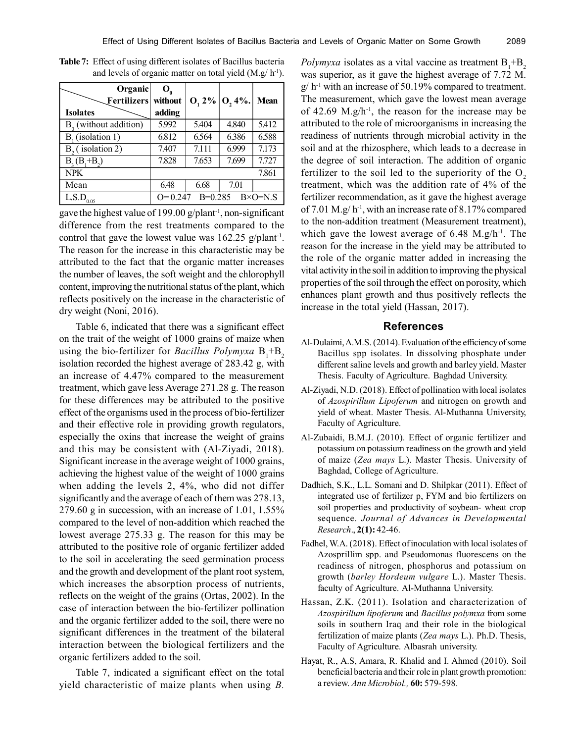**Table 7:** Effect of using different isolates of Bacillus bacteria and levels of organic matter on total yield (M.g/ $h^{-1}$).

| Organic Fertilizers / Isolates | $O_0$ without adding | $O_1$ 2% | $O_2$ 4%. | Mean |
|---|---|---|---|---|
| $B_0$ (without addition) | 5.992 | 5.404 | 4.840 | 5.412 |
| $B_1$ (isolation 1) | 6.812 | 6.564 | 6.386 | 6.588 |
| $B_2$ ( isolation 2) | 7.407 | 7.111 | 6.999 | 7.173 |
| $B_3$ ($B_1$+$B_2$) | 7.828 | 7.653 | 7.699 | 7.727 |
| NPK | | | | 7.861 |
| Mean | 6.48 | 6.68 | 7.01 | |
| L.S.$D_{0.05}$ | O= 0.247 B=0.285 B×O=N.S | | | |

gave the highest value of 199.00 g/plant$^{-1}$, non-significant difference from the rest treatments compared to the control that gave the lowest value was 162.25 g/plant$^{-1}$. The reason for the increase in this characteristic may be attributed to the fact that the organic matter increases the number of leaves, the soft weight and the chlorophyll content, improving the nutritional status of the plant, which reflects positively on the increase in the characteristic of dry weight (Noni, 2016).

Table 6, indicated that there was a significant effect on the trait of the weight of 1000 grains of maize when using the bio-fertilizer for *Bacillus Polymyxa* $B_1$+$B_2$ isolation recorded the highest average of 283.42 g, with an increase of 4.47% compared to the measurement treatment, which gave less Average 271.28 g. The reason for these differences may be attributed to the positive effect of the organisms used in the process of bio-fertilizer and their effective role in providing growth regulators, especially the oxins that increase the weight of grains and this may be consistent with (Al-Ziyadi, 2018). Significant increase in the average weight of 1000 grains, achieving the highest value of the weight of 1000 grains when adding the levels 2, 4%, who did not differ significantly and the average of each of them was 278.13, 279.60 g in succession, with an increase of 1.01, 1.55% compared to the level of non-addition which reached the lowest average 275.33 g. The reason for this may be attributed to the positive role of organic fertilizer added to the soil in accelerating the seed germination process and the growth and development of the plant root system, which increases the absorption process of nutrients, reflects on the weight of the grains (Ortas, 2002). In the case of interaction between the bio-fertilizer pollination and the organic fertilizer added to the soil, there were no significant differences in the treatment of the bilateral interaction between the biological fertilizers and the organic fertilizers added to the soil.

Table 7, indicated a significant effect on the total yield characteristic of maize plants when using *B. Polymyxa* isolates as a vital vaccine as treatment $B_1$+$B_2$ was superior, as it gave the highest average of 7.72 M. g/ $h^{-1}$ with an increase of 50.19% compared to treatment. The measurement, which gave the lowest mean average of 42.69 M.g/$h^{-1}$, the reason for the increase may be attributed to the role of microorganisms in increasing the readiness of nutrients through microbial activity in the soil and at the rhizosphere, which leads to a decrease in the degree of soil interaction. The addition of organic fertilizer to the soil led to the superiority of the $O_2$ treatment, which was the addition rate of 4% of the fertilizer recommendation, as it gave the highest average of 7.01 M.g/ $h^{-1}$, with an increase rate of 8.17% compared to the non-addition treatment (Measurement treatment), which gave the lowest average of 6.48 M.g/$h^{-1}$. The reason for the increase in the yield may be attributed to the role of the organic matter added in increasing the vital activity in the soil in addition to improving the physical properties of the soil through the effect on porosity, which enhances plant growth and thus positively reflects the increase in the total yield (Hassan, 2017).

## References

Al-Dulaimi, A.M.S. (2014). Evaluation of the efficiency of some Bacillus spp isolates. In dissolving phosphate under different saline levels and growth and barley yield. Master Thesis. Faculty of Agriculture. Baghdad University.

Al-Ziyadi, N.D. (2018). Effect of pollination with local isolates of *Azospirillum Lipoferum* and nitrogen on growth and yield of wheat. Master Thesis. Al-Muthanna University, Faculty of Agriculture.

Al-Zubaidi, B.M.J. (2010). Effect of organic fertilizer and potassium on potassium readiness on the growth and yield of maize (*Zea mays* L.). Master Thesis. University of Baghdad, College of Agriculture.

Dadhich, S.K., L.L. Somani and D. Shilpkar (2011). Effect of integrated use of fertilizer p, FYM and bio fertilizers on soil properties and productivity of soybean- wheat crop sequence. *Journal of Advances in Developmental Research*., **2(1):** 42-46.

Fadhel, W.A. (2018). Effect of inoculation with local isolates of Azosprillim spp. and Pseudomonas fluorescens on the readiness of nitrogen, phosphorus and potassium on growth (*barley Hordeum vulgare* L.). Master Thesis. faculty of Agriculture. Al-Muthanna University.

Hassan, Z.K. (2011). Isolation and characterization of *Azospirillum lipoferum* and *Bacillus polymxa* from some soils in southern Iraq and their role in the biological fertilization of maize plants (*Zea mays* L.). Ph.D. Thesis, Faculty of Agriculture. Albasrah university.

Hayat, R., A.S, Amara, R. Khalid and I. Ahmed (2010). Soil beneficial bacteria and their role in plant growth promotion: a review. *Ann Microbiol.,* **60:** 579-598.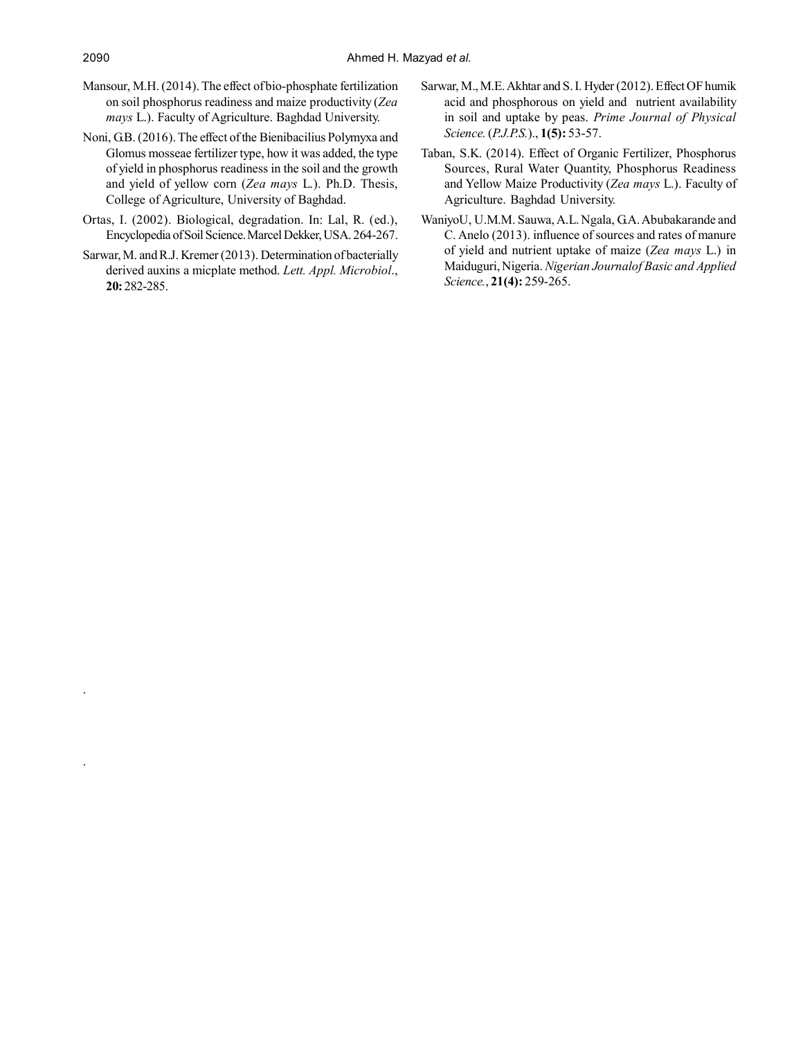Mansour, M.H. (2014). The effect of bio-phosphate fertilization on soil phosphorus readiness and maize productivity (*Zea mays* L.). Faculty of Agriculture. Baghdad University.

Noni, G.B. (2016). The effect of the Bienibacilius Polymyxa and Glomus mosseae fertilizer type, how it was added, the type of yield in phosphorus readiness in the soil and the growth and yield of yellow corn (*Zea mays* L.). Ph.D. Thesis, College of Agriculture, University of Baghdad.

Ortas, I. (2002). Biological, degradation. In: Lal, R. (ed.), Encyclopedia of Soil Science. Marcel Dekker, USA. 264-267.

Sarwar, M. and R.J. Kremer (2013). Determination of bacterially derived auxins a micplate method. *Lett. Appl. Microbiol*., **20:** 282-285.

Sarwar, M., M.E. Akhtar and S. I. Hyder (2012). Effect OF humik acid and phosphorous on yield and nutrient availability in soil and uptake by peas. *Prime Journal of Physical Science.* (*P.J.P.S.*)., **1(5):** 53-57.

Taban, S.K. (2014). Effect of Organic Fertilizer, Phosphorus Sources, Rural Water Quantity, Phosphorus Readiness and Yellow Maize Productivity (*Zea mays* L.). Faculty of Agriculture. Baghdad University.

WaniyoU, U.M.M. Sauwa, A.L. Ngala, G.A. Abubakarande and C. Anelo (2013). influence of sources and rates of manure of yield and nutrient uptake of maize (*Zea mays* L.) in Maiduguri, Nigeria. *Nigerian Journalof Basic and Applied Science.*, **21(4):** 259-265.